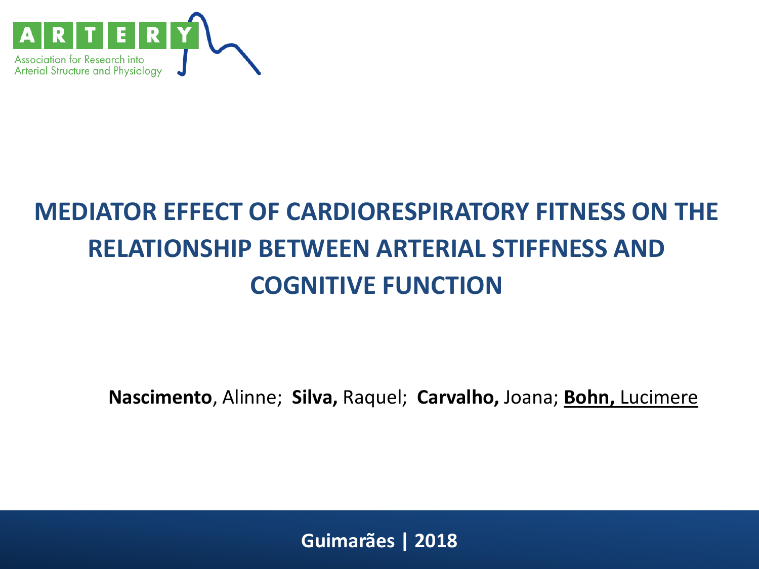ARTERY

Association for Research into Arterial Structure and Physiology

# MEDIATOR EFFECT OF CARDIORESPIRATORY FITNESS ON THE RELATIONSHIP BETWEEN ARTERIAL STIFFNESS AND COGNITIVE FUNCTION

**Nascimento**, Alinne; **Silva,** Raquel; **Carvalho,** Joana; **Bohn,** Lucimere

**Guimarães | 2018**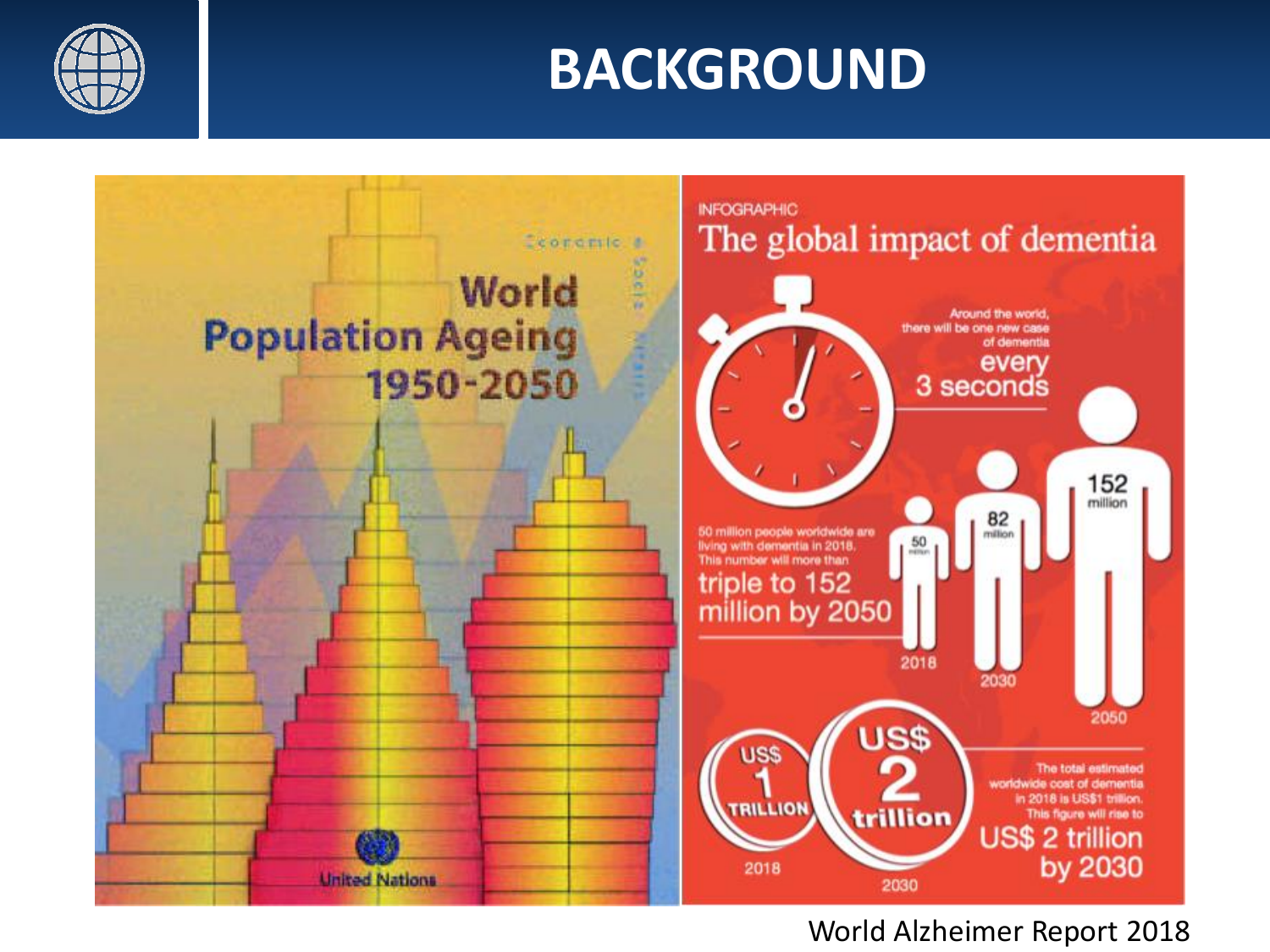# BACKGROUND

World Population Ageing 1950-2050

United Nations

INFOGRAPHIC

The global impact of dementia

Around the world, there will be one new case of dementia every 3 seconds

50 million people worldwide are living with dementia in 2018. This number will more than triple to 152 million by 2050

50 million — 2018

82 million — 2030

152 million — 2050

US$ 1 TRILLION — 2018

US$ 2 trillion — 2030

The total estimated worldwide cost of dementia in 2018 is US$1 trillion. This figure will rise to US$ 2 trillion by 2030

World Alzheimer Report 2018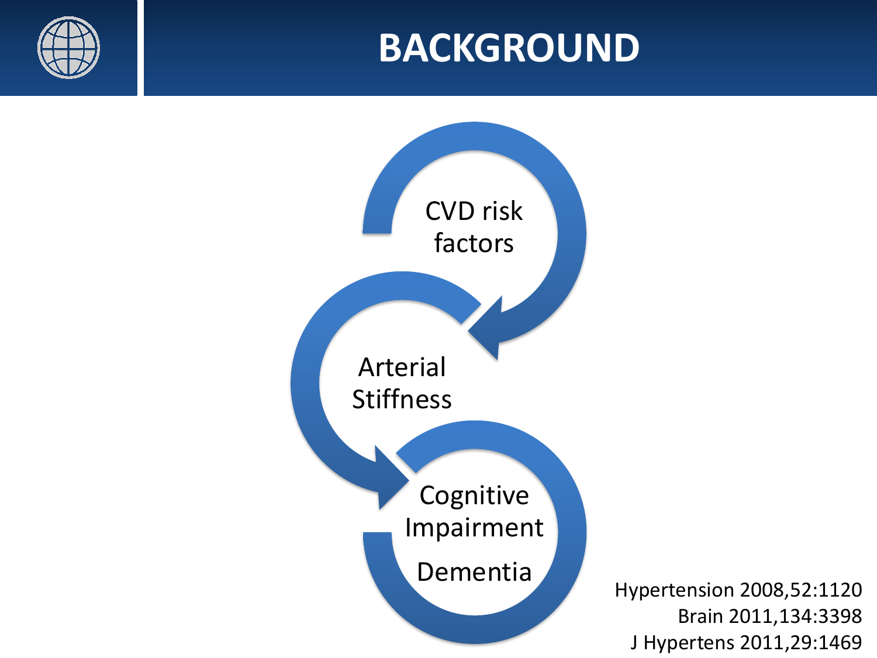# BACKGROUND

CVD risk factors

Arterial Stiffness

Cognitive Impairment

Dementia

Hypertension 2008,52:1120
Brain 2011,134:3398
J Hypertens 2011,29:1469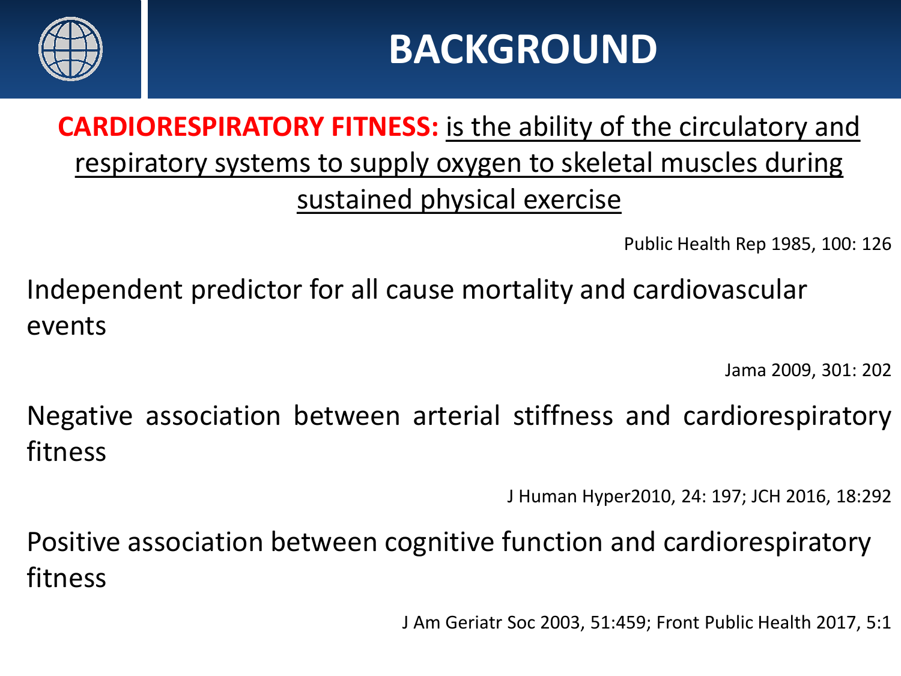# BACKGROUND

**CARDIORESPIRATORY FITNESS:** is the ability of the circulatory and respiratory systems to supply oxygen to skeletal muscles during sustained physical exercise

Public Health Rep 1985, 100: 126

Independent predictor for all cause mortality and cardiovascular events

Jama 2009, 301: 202

Negative association between arterial stiffness and cardiorespiratory fitness

J Human Hyper2010, 24: 197; JCH 2016, 18:292

Positive association between cognitive function and cardiorespiratory fitness

J Am Geriatr Soc 2003, 51:459; Front Public Health 2017, 5:1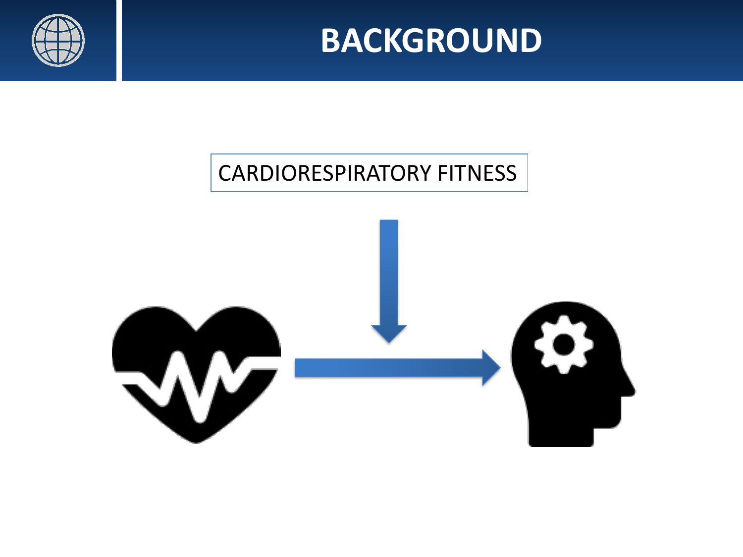# BACKGROUND

CARDIORESPIRATORY FITNESS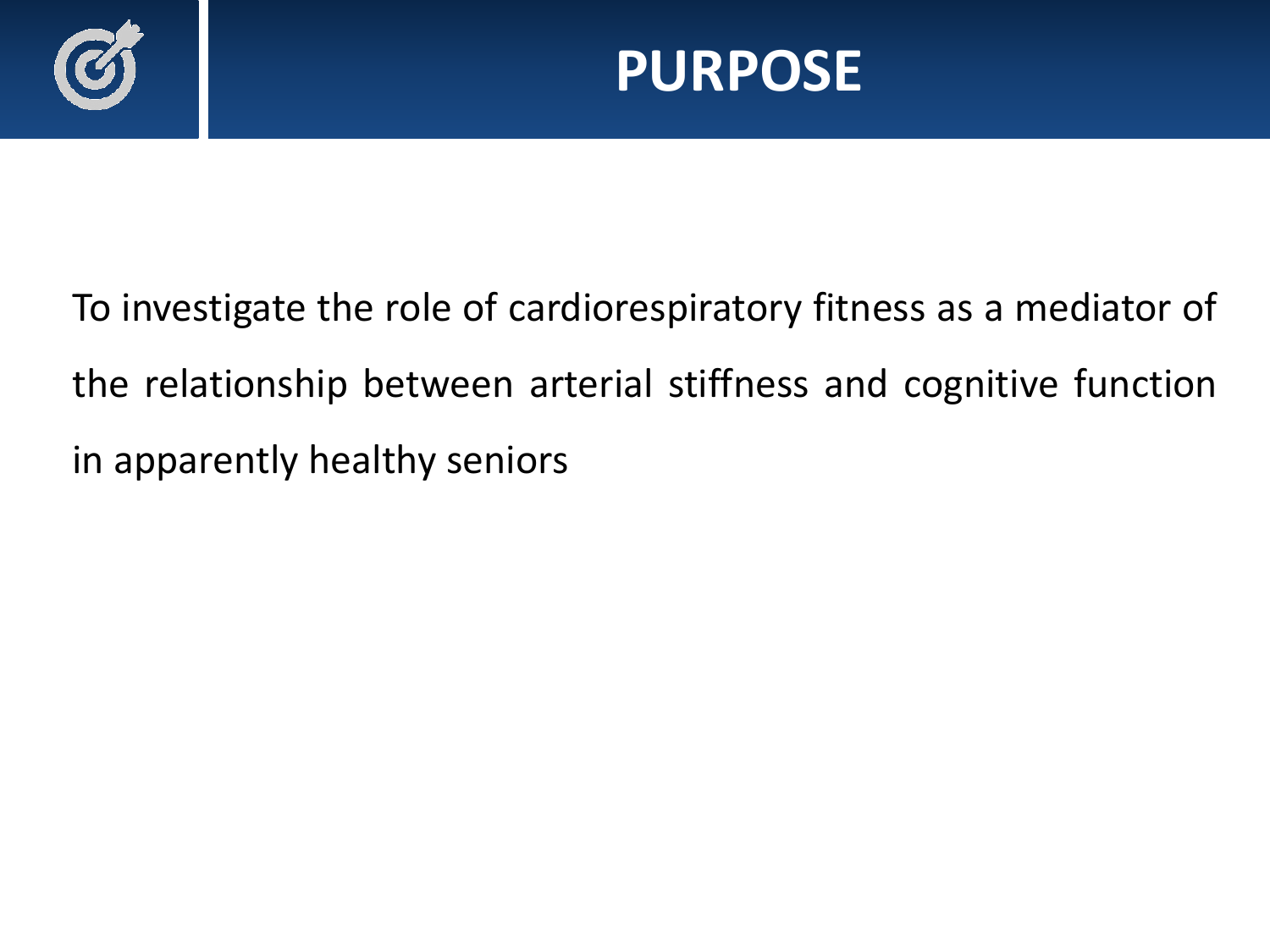# PURPOSE

To investigate the role of cardiorespiratory fitness as a mediator of the relationship between arterial stiffness and cognitive function in apparently healthy seniors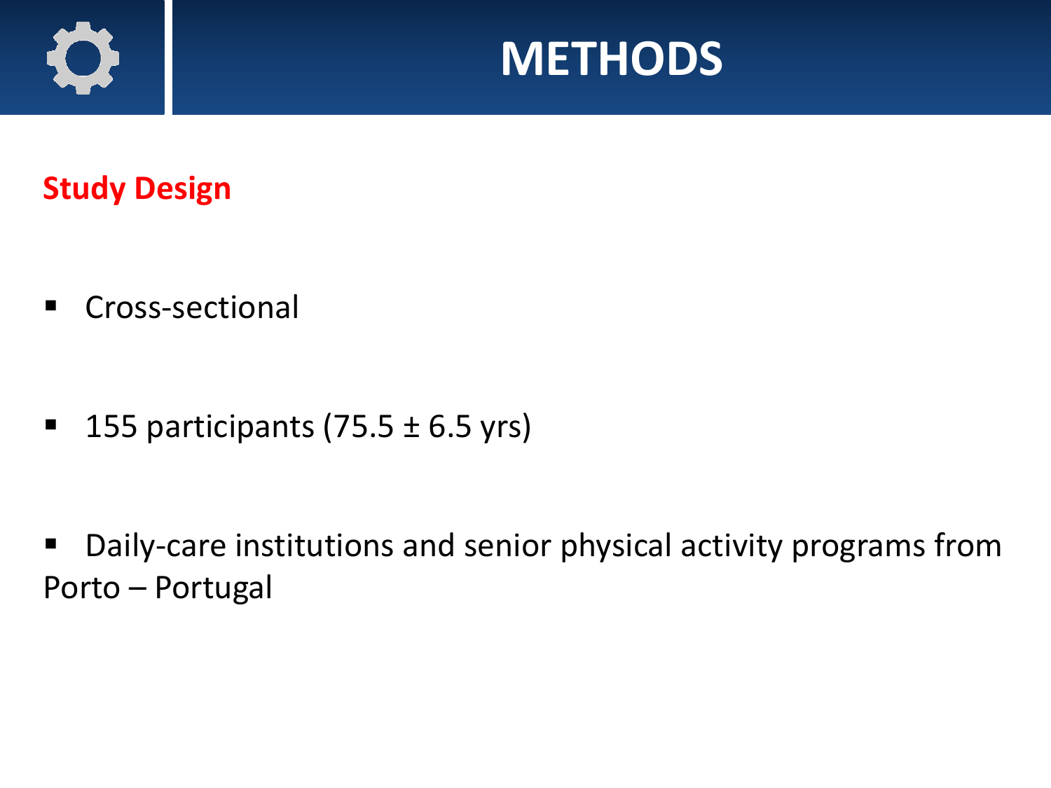# METHODS

## Study Design

- Cross-sectional
- 155 participants (75.5 ± 6.5 yrs)
- Daily-care institutions and senior physical activity programs from Porto – Portugal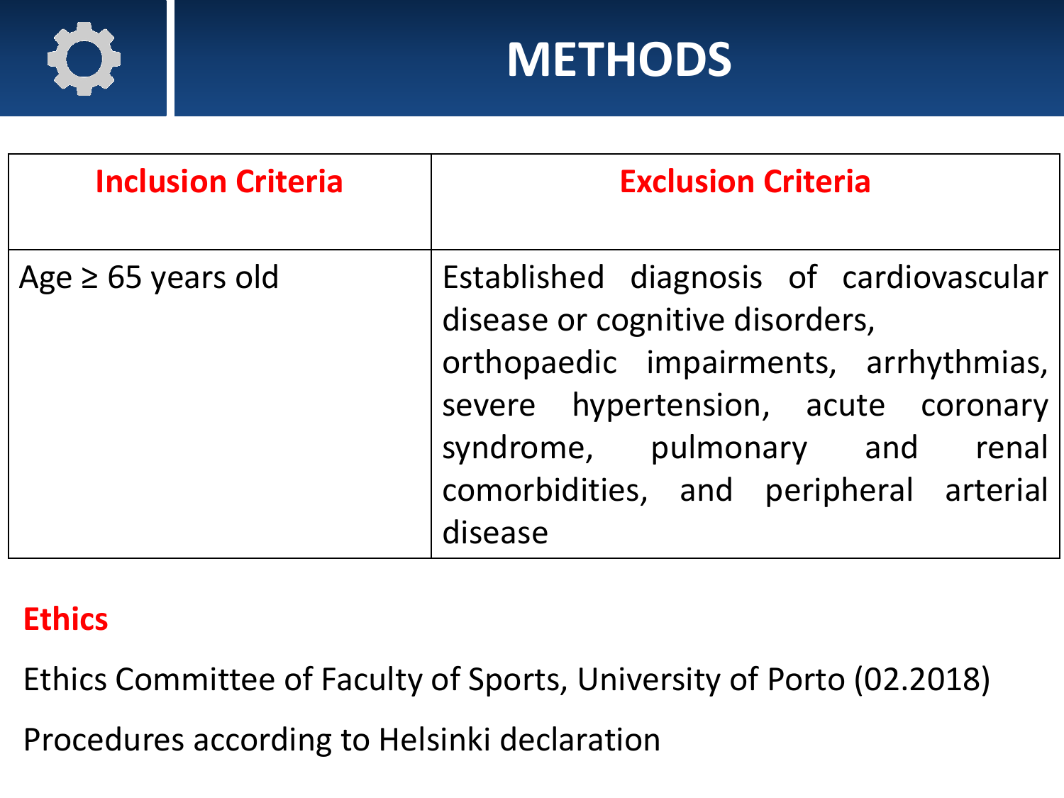# METHODS

| Inclusion Criteria | Exclusion Criteria |
|---|---|
| Age ≥ 65 years old | Established diagnosis of cardiovascular disease or cognitive disorders, orthopaedic impairments, arrhythmias, severe hypertension, acute coronary syndrome, pulmonary and renal comorbidities, and peripheral arterial disease |

## Ethics

Ethics Committee of Faculty of Sports, University of Porto (02.2018)

Procedures according to Helsinki declaration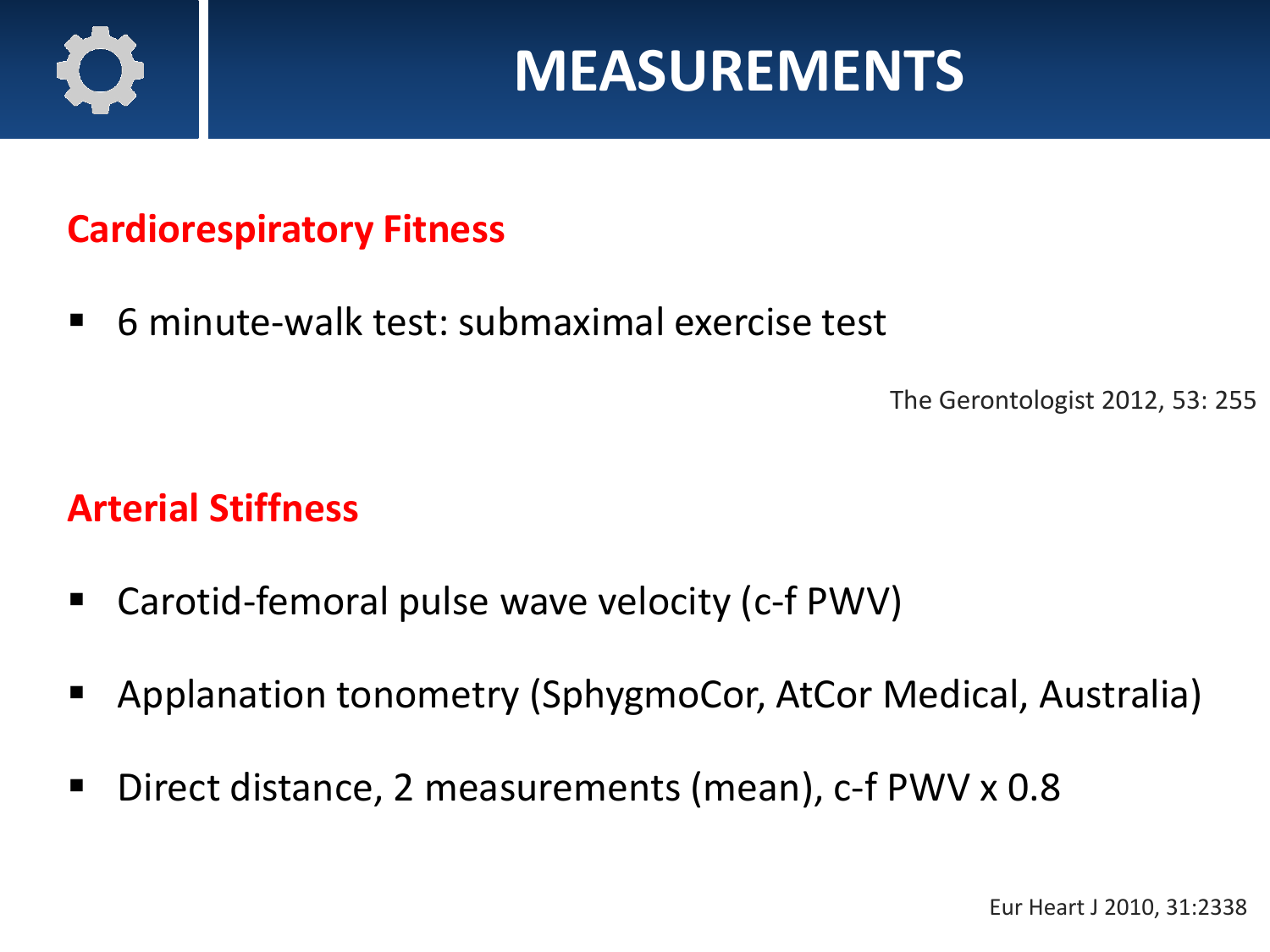# MEASUREMENTS

## Cardiorespiratory Fitness

- 6 minute-walk test: submaximal exercise test

The Gerontologist 2012, 53: 255

## Arterial Stiffness

- Carotid-femoral pulse wave velocity (c-f PWV)
- Applanation tonometry (SphygmoCor, AtCor Medical, Australia)
- Direct distance, 2 measurements (mean), c-f PWV x 0.8

Eur Heart J 2010, 31:2338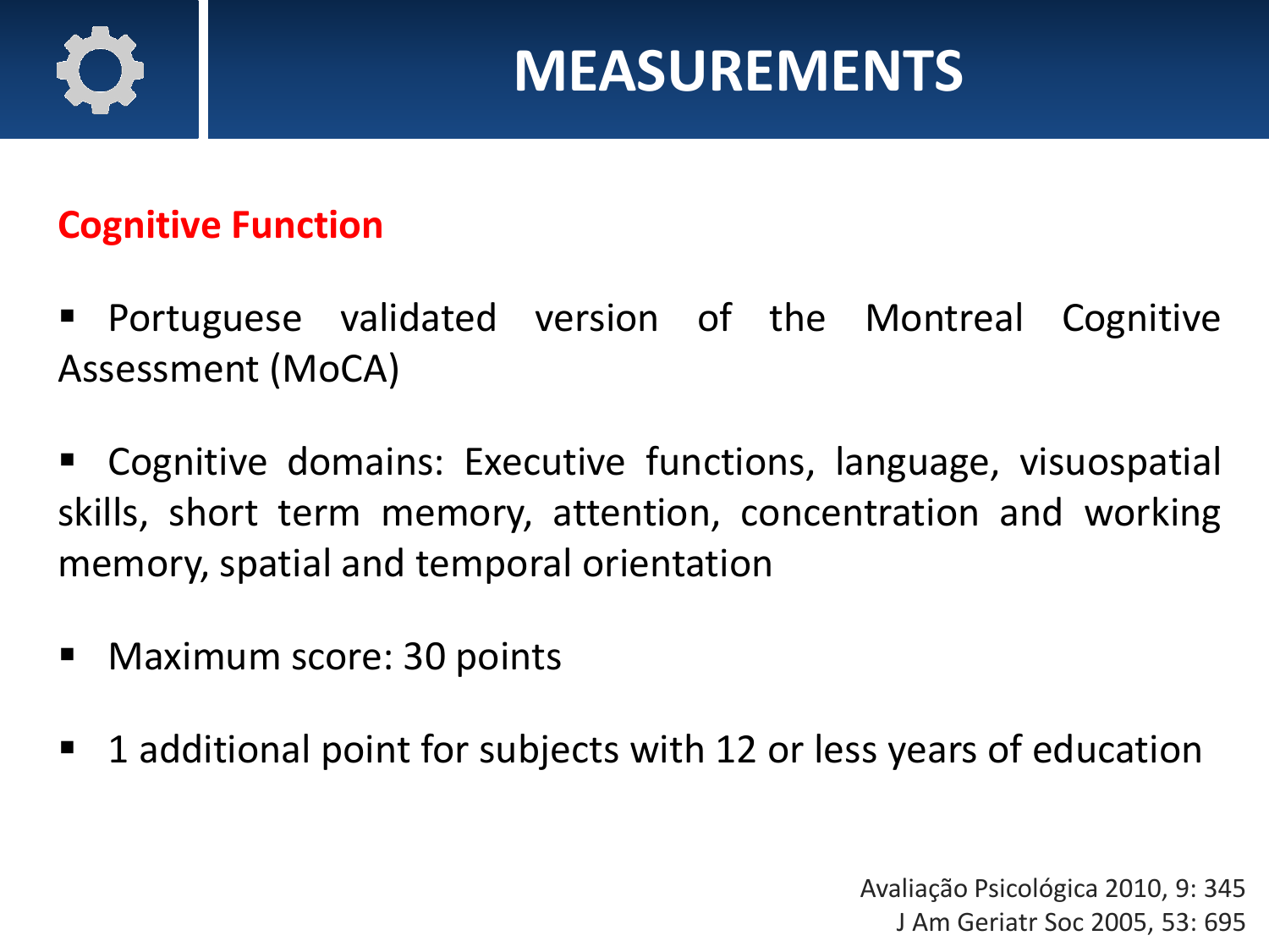# MEASUREMENTS

## Cognitive Function

- Portuguese validated version of the Montreal Cognitive Assessment (MoCA)
- Cognitive domains: Executive functions, language, visuospatial skills, short term memory, attention, concentration and working memory, spatial and temporal orientation
- Maximum score: 30 points
- 1 additional point for subjects with 12 or less years of education

Avaliação Psicológica 2010, 9: 345
J Am Geriatr Soc 2005, 53: 695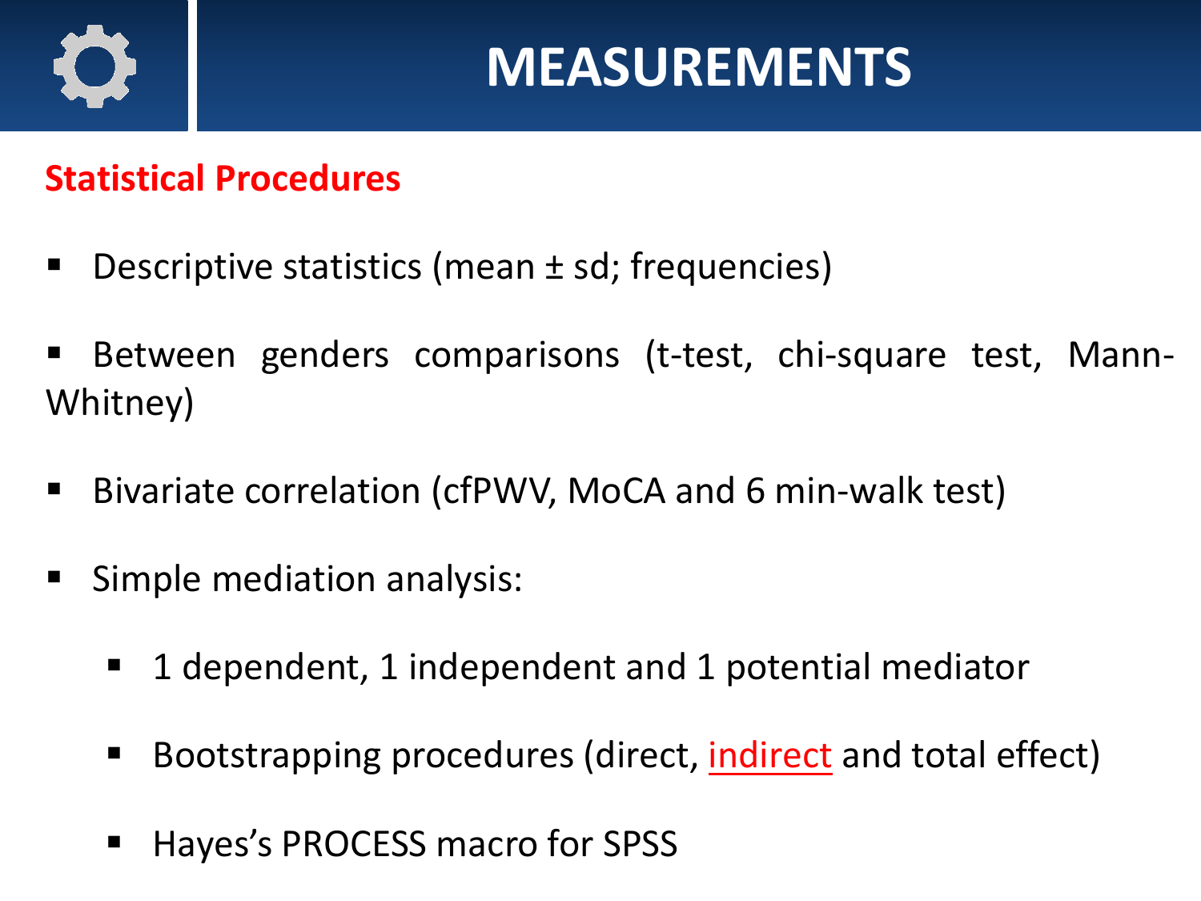# MEASUREMENTS

## Statistical Procedures

- Descriptive statistics (mean ± sd; frequencies)
- Between genders comparisons (t-test, chi-square test, Mann-Whitney)
- Bivariate correlation (cfPWV, MoCA and 6 min-walk test)
- Simple mediation analysis:
  - 1 dependent, 1 independent and 1 potential mediator
  - Bootstrapping procedures (direct, indirect and total effect)
  - Hayes's PROCESS macro for SPSS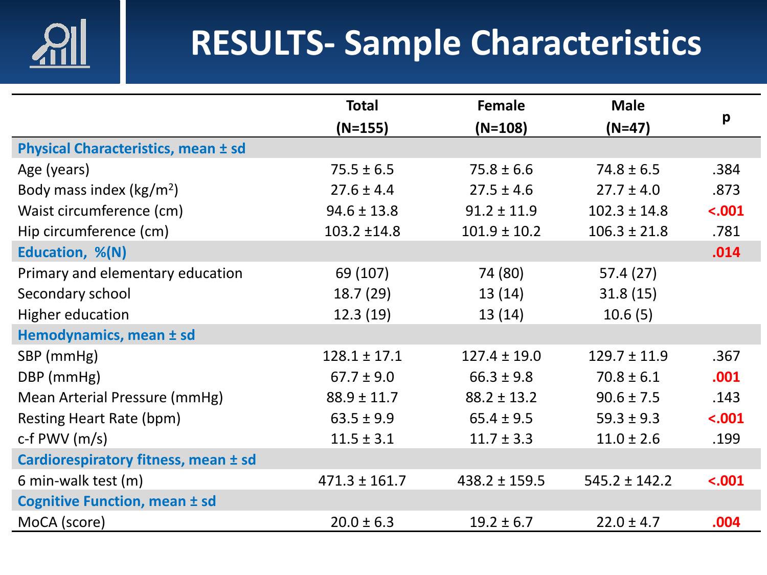# RESULTS- Sample Characteristics

| | Total (N=155) | Female (N=108) | Male (N=47) | p |
|---|---|---|---|---|
| **Physical Characteristics, mean ± sd** | | | | |
| Age (years) | 75.5 ± 6.5 | 75.8 ± 6.6 | 74.8 ± 6.5 | .384 |
| Body mass index (kg/m$^2$) | 27.6 ± 4.4 | 27.5 ± 4.6 | 27.7 ± 4.0 | .873 |
| Waist circumference (cm) | 94.6 ± 13.8 | 91.2 ± 11.9 | 102.3 ± 14.8 | **<.001** |
| Hip circumference (cm) | 103.2 ±14.8 | 101.9 ± 10.2 | 106.3 ± 21.8 | .781 |
| **Education, %(N)** | | | | **.014** |
| Primary and elementary education | 69 (107) | 74 (80) | 57.4 (27) | |
| Secondary school | 18.7 (29) | 13 (14) | 31.8 (15) | |
| Higher education | 12.3 (19) | 13 (14) | 10.6 (5) | |
| **Hemodynamics, mean ± sd** | | | | |
| SBP (mmHg) | 128.1 ± 17.1 | 127.4 ± 19.0 | 129.7 ± 11.9 | .367 |
| DBP (mmHg) | 67.7 ± 9.0 | 66.3 ± 9.8 | 70.8 ± 6.1 | **.001** |
| Mean Arterial Pressure (mmHg) | 88.9 ± 11.7 | 88.2 ± 13.2 | 90.6 ± 7.5 | .143 |
| Resting Heart Rate (bpm) | 63.5 ± 9.9 | 65.4 ± 9.5 | 59.3 ± 9.3 | **<.001** |
| c-f PWV (m/s) | 11.5 ± 3.1 | 11.7 ± 3.3 | 11.0 ± 2.6 | .199 |
| **Cardiorespiratory fitness, mean ± sd** | | | | |
| 6 min-walk test (m) | 471.3 ± 161.7 | 438.2 ± 159.5 | 545.2 ± 142.2 | **<.001** |
| **Cognitive Function, mean ± sd** | | | | |
| MoCA (score) | 20.0 ± 6.3 | 19.2 ± 6.7 | 22.0 ± 4.7 | **.004** |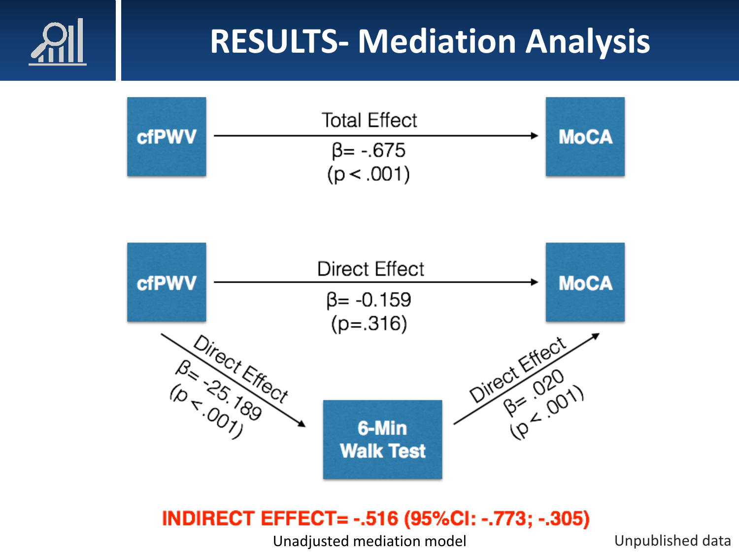# RESULTS- Mediation Analysis

cfPWV → MoCA

Total Effect

$\beta$= -.675

($p < .001$)

cfPWV → MoCA

Direct Effect

$\beta$= -0.159

($p$=.316)

cfPWV → 6-Min Walk Test

Direct Effect

$\beta$= -25.189

($p < .001$)

6-Min Walk Test → MoCA

Direct Effect

$\beta$= .020

($p < .001$)

**INDIRECT EFFECT= -.516 (95%CI: -.773; -.305)**

Unadjusted mediation model

Unpublished data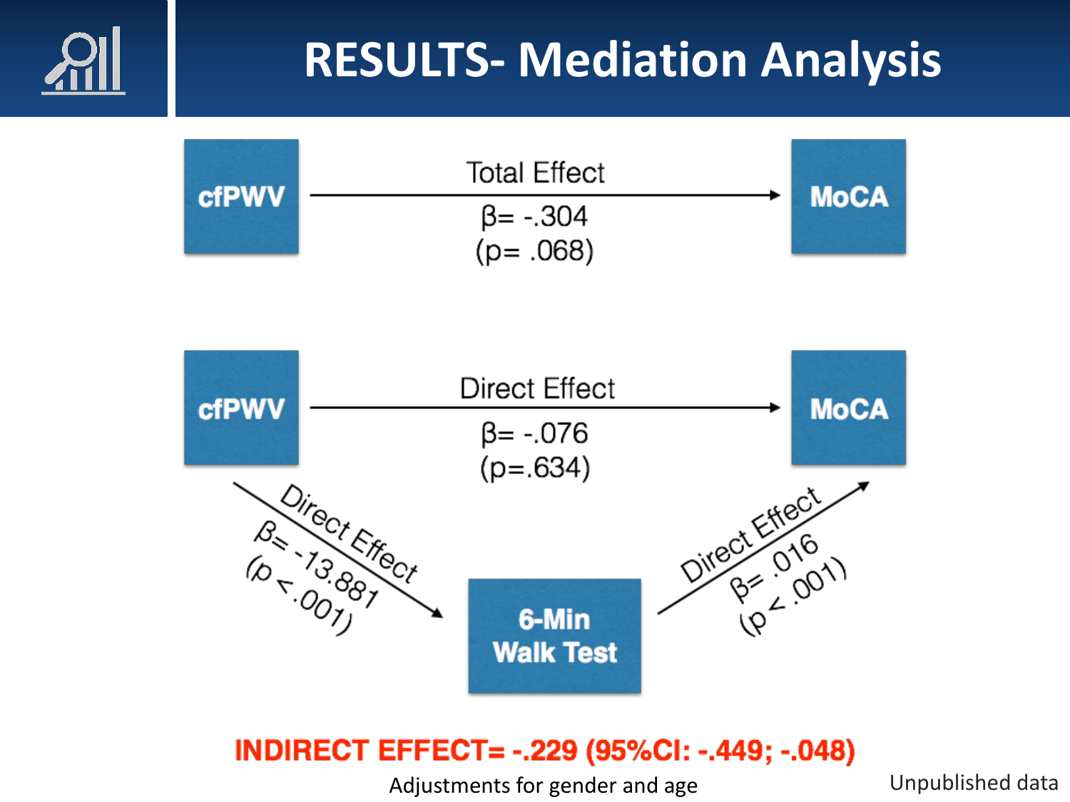# RESULTS- Mediation Analysis

cfPWV → MoCA

Total Effect

$\beta = -.304$ ($p = .068$)

cfPWV → MoCA

Direct Effect

$\beta = -.076$ ($p = .634$)

cfPWV → 6-Min Walk Test

Direct Effect

$\beta = -13.881$ ($p < .001$)

6-Min Walk Test → MoCA

Direct Effect

$\beta = .016$ ($p < .001$)

**INDIRECT EFFECT= -.229 (95%CI: -.449; -.048)**

Adjustments for gender and age

Unpublished data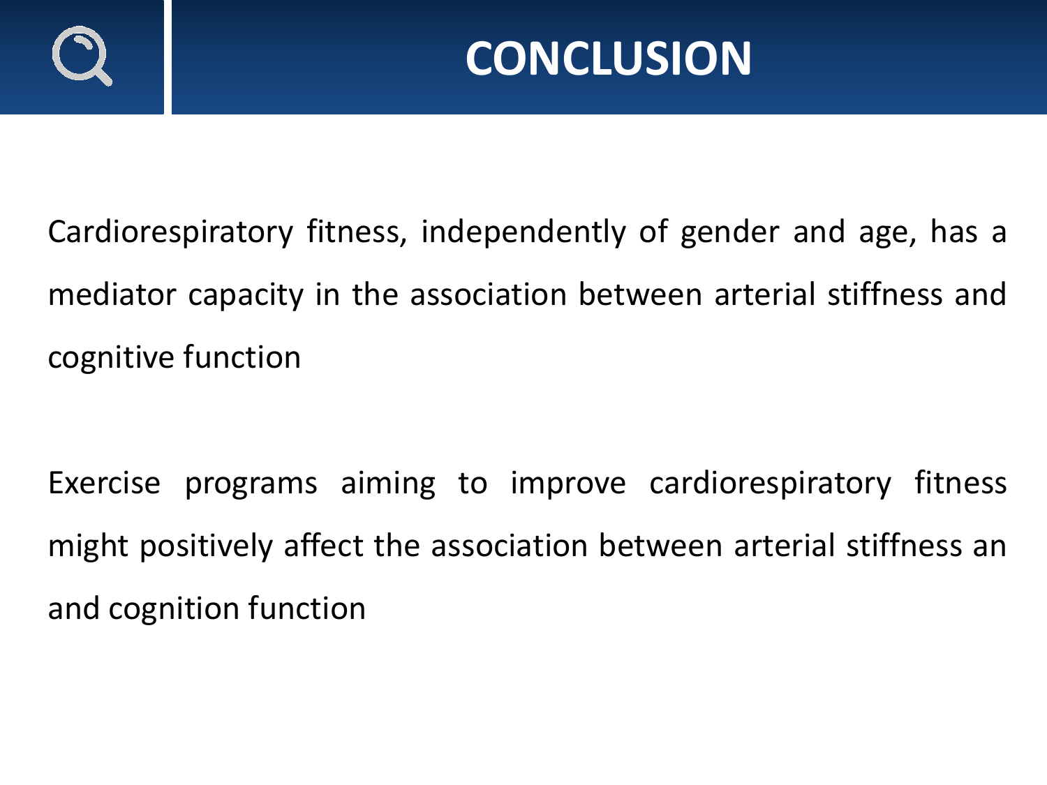# CONCLUSION

Cardiorespiratory fitness, independently of gender and age, has a mediator capacity in the association between arterial stiffness and cognitive function

Exercise programs aiming to improve cardiorespiratory fitness might positively affect the association between arterial stiffness an and cognition function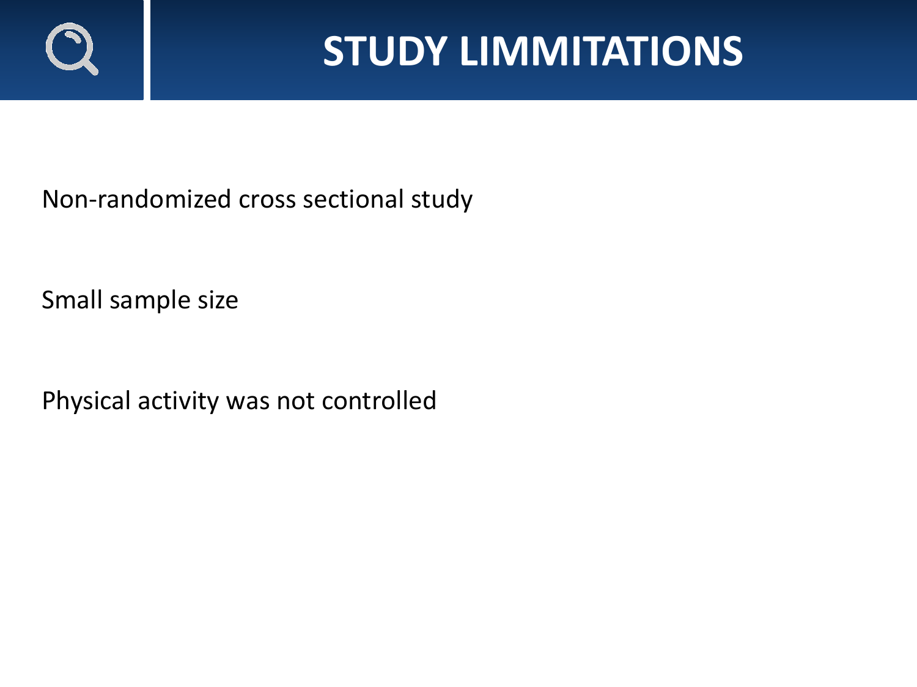# STUDY LIMMITATIONS

Non-randomized cross sectional study

Small sample size

Physical activity was not controlled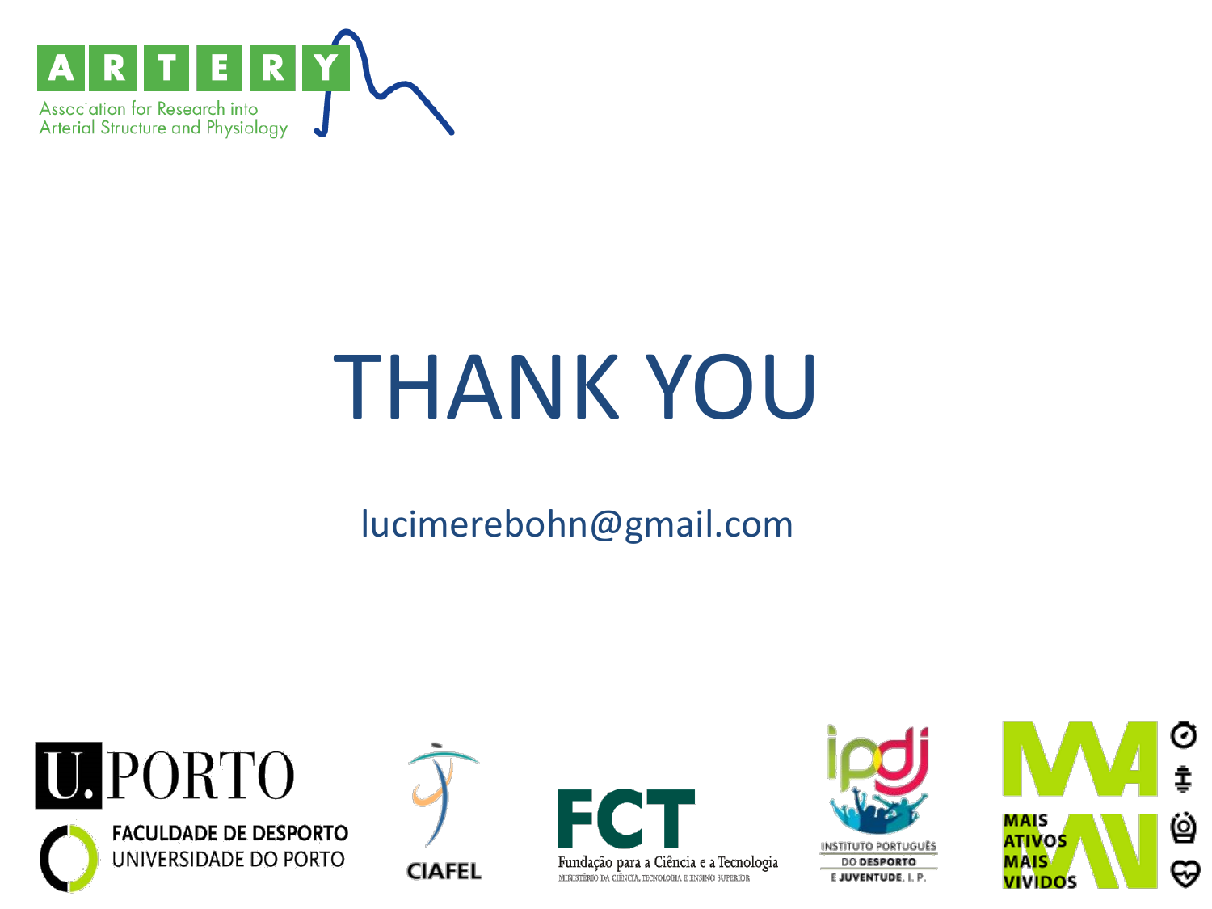ARTERY

Association for Research into Arterial Structure and Physiology

# THANK YOU

lucimerebohn@gmail.com

U.PORTO

FACULDADE DE DESPORTO
UNIVERSIDADE DO PORTO

CIAFEL

FCT
Fundação para a Ciência e a Tecnologia
MINISTÉRIO DA CIÊNCIA, TECNOLOGIA E ENSINO SUPERIOR

ipdj
INSTITUTO PORTUGUÊS DO DESPORTO E JUVENTUDE, I. P.

MAIS ATIVOS MAIS VIVIDOS